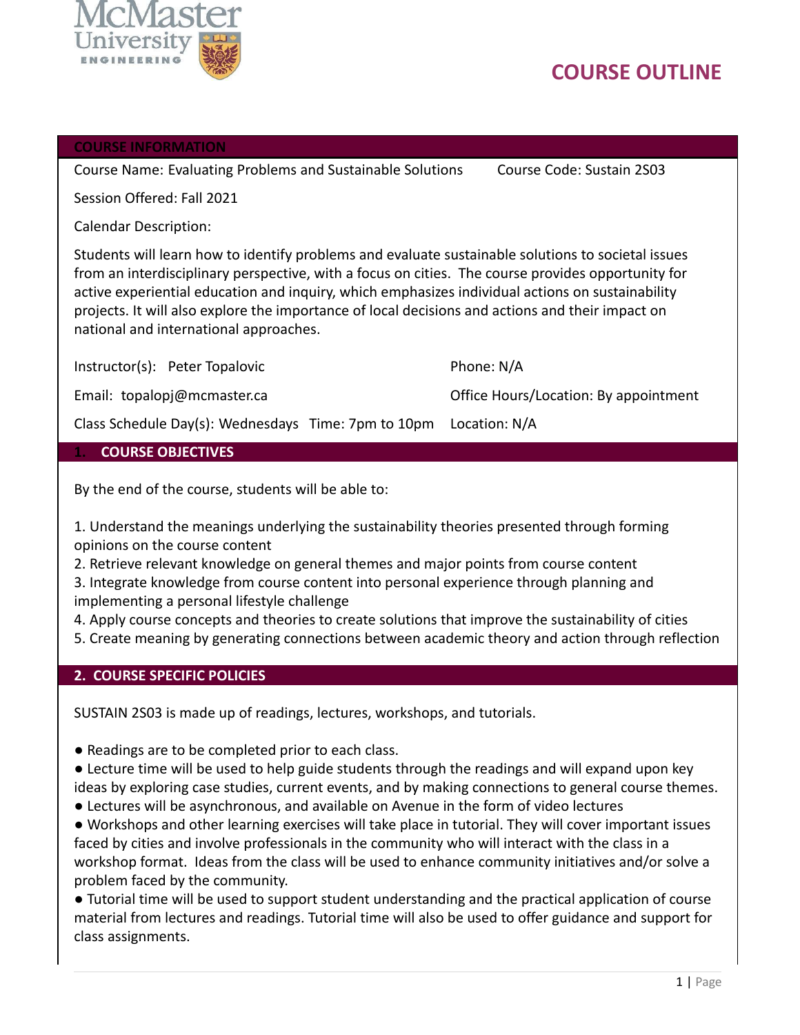# COURSE OUTLINE

## COURSE INFORMATION

Course Name: Evaluating Problems and Sustainable Solutions     Course Code: Sustain 2S03

Session Offered: Fall 2021

Calendar Description:

Students will learn how to identify problems and evaluate sustainable solutions to societal issues from an interdisciplinary perspective, with a focus on cities. The course provides opportunity for active experiential education and inquiry, which emphasizes individual actions on sustainability projects. It will also explore the importance of local decisions and actions and their impact on national and international approaches.

Instructor(s): Peter Topalovic     Phone: N/A

Email: topalopj@mcmaster.ca     Office Hours/Location: By appointment

Class Schedule Day(s): Wednesdays Time: 7pm to 10pm     Location: N/A

## 1. COURSE OBJECTIVES

By the end of the course, students will be able to:

1. Understand the meanings underlying the sustainability theories presented through forming opinions on the course content
2. Retrieve relevant knowledge on general themes and major points from course content
3. Integrate knowledge from course content into personal experience through planning and implementing a personal lifestyle challenge
4. Apply course concepts and theories to create solutions that improve the sustainability of cities
5. Create meaning by generating connections between academic theory and action through reflection

## 2. COURSE SPECIFIC POLICIES

SUSTAIN 2S03 is made up of readings, lectures, workshops, and tutorials.

- Readings are to be completed prior to each class.
- Lecture time will be used to help guide students through the readings and will expand upon key ideas by exploring case studies, current events, and by making connections to general course themes.
- Lectures will be asynchronous, and available on Avenue in the form of video lectures
- Workshops and other learning exercises will take place in tutorial. They will cover important issues faced by cities and involve professionals in the community who will interact with the class in a workshop format. Ideas from the class will be used to enhance community initiatives and/or solve a problem faced by the community.
- Tutorial time will be used to support student understanding and the practical application of course material from lectures and readings. Tutorial time will also be used to offer guidance and support for class assignments.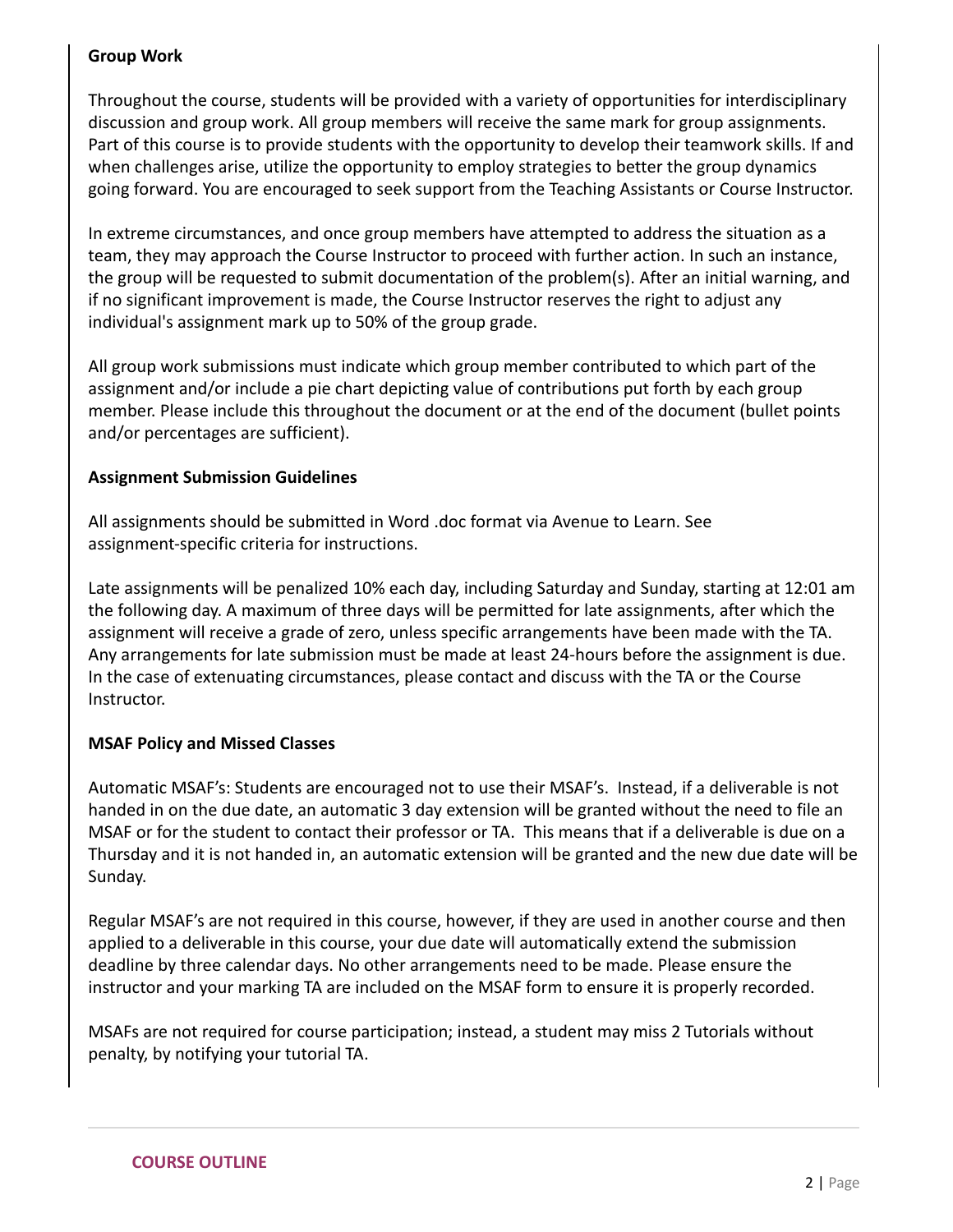**Group Work**

Throughout the course, students will be provided with a variety of opportunities for interdisciplinary discussion and group work. All group members will receive the same mark for group assignments. Part of this course is to provide students with the opportunity to develop their teamwork skills. If and when challenges arise, utilize the opportunity to employ strategies to better the group dynamics going forward. You are encouraged to seek support from the Teaching Assistants or Course Instructor.

In extreme circumstances, and once group members have attempted to address the situation as a team, they may approach the Course Instructor to proceed with further action. In such an instance, the group will be requested to submit documentation of the problem(s). After an initial warning, and if no significant improvement is made, the Course Instructor reserves the right to adjust any individual's assignment mark up to 50% of the group grade.

All group work submissions must indicate which group member contributed to which part of the assignment and/or include a pie chart depicting value of contributions put forth by each group member. Please include this throughout the document or at the end of the document (bullet points and/or percentages are sufficient).

**Assignment Submission Guidelines**

All assignments should be submitted in Word .doc format via Avenue to Learn. See assignment-specific criteria for instructions.

Late assignments will be penalized 10% each day, including Saturday and Sunday, starting at 12:01 am the following day. A maximum of three days will be permitted for late assignments, after which the assignment will receive a grade of zero, unless specific arrangements have been made with the TA. Any arrangements for late submission must be made at least 24-hours before the assignment is due. In the case of extenuating circumstances, please contact and discuss with the TA or the Course Instructor.

**MSAF Policy and Missed Classes**

Automatic MSAF's: Students are encouraged not to use their MSAF's. Instead, if a deliverable is not handed in on the due date, an automatic 3 day extension will be granted without the need to file an MSAF or for the student to contact their professor or TA. This means that if a deliverable is due on a Thursday and it is not handed in, an automatic extension will be granted and the new due date will be Sunday.

Regular MSAF's are not required in this course, however, if they are used in another course and then applied to a deliverable in this course, your due date will automatically extend the submission deadline by three calendar days. No other arrangements need to be made. Please ensure the instructor and your marking TA are included on the MSAF form to ensure it is properly recorded.

MSAFs are not required for course participation; instead, a student may miss 2 Tutorials without penalty, by notifying your tutorial TA.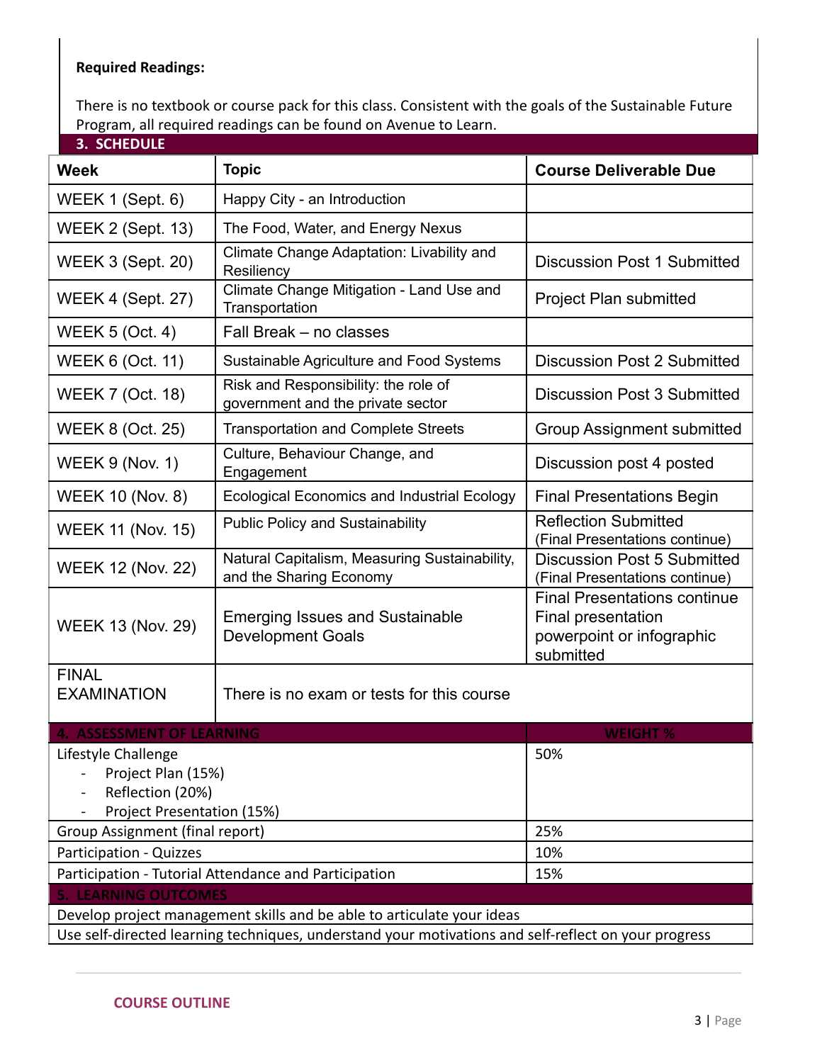**Required Readings:**

There is no textbook or course pack for this class. Consistent with the goals of the Sustainable Future Program, all required readings can be found on Avenue to Learn.

## 3. SCHEDULE

| Week | Topic | Course Deliverable Due |
|---|---|---|
| WEEK 1 (Sept. 6) | Happy City - an Introduction | |
| WEEK 2 (Sept. 13) | The Food, Water, and Energy Nexus | |
| WEEK 3 (Sept. 20) | Climate Change Adaptation: Livability and Resiliency | Discussion Post 1 Submitted |
| WEEK 4 (Sept. 27) | Climate Change Mitigation - Land Use and Transportation | Project Plan submitted |
| WEEK 5 (Oct. 4) | Fall Break – no classes | |
| WEEK 6 (Oct. 11) | Sustainable Agriculture and Food Systems | Discussion Post 2 Submitted |
| WEEK 7 (Oct. 18) | Risk and Responsibility: the role of government and the private sector | Discussion Post 3 Submitted |
| WEEK 8 (Oct. 25) | Transportation and Complete Streets | Group Assignment submitted |
| WEEK 9 (Nov. 1) | Culture, Behaviour Change, and Engagement | Discussion post 4 posted |
| WEEK 10 (Nov. 8) | Ecological Economics and Industrial Ecology | Final Presentations Begin |
| WEEK 11 (Nov. 15) | Public Policy and Sustainability | Reflection Submitted (Final Presentations continue) |
| WEEK 12 (Nov. 22) | Natural Capitalism, Measuring Sustainability, and the Sharing Economy | Discussion Post 5 Submitted (Final Presentations continue) |
| WEEK 13 (Nov. 29) | Emerging Issues and Sustainable Development Goals | Final Presentations continue Final presentation powerpoint or infographic submitted |
| FINAL EXAMINATION | There is no exam or tests for this course | |

## 4. ASSESSMENT OF LEARNING

| 4. ASSESSMENT OF LEARNING | WEIGHT % |
|---|---|
| Lifestyle Challenge<br>- Project Plan (15%)<br>- Reflection (20%)<br>- Project Presentation (15%) | 50% |
| Group Assignment (final report) | 25% |
| Participation - Quizzes | 10% |
| Participation - Tutorial Attendance and Participation | 15% |

## 5. LEARNING OUTCOMES

- Develop project management skills and be able to articulate your ideas
- Use self-directed learning techniques, understand your motivations and self-reflect on your progress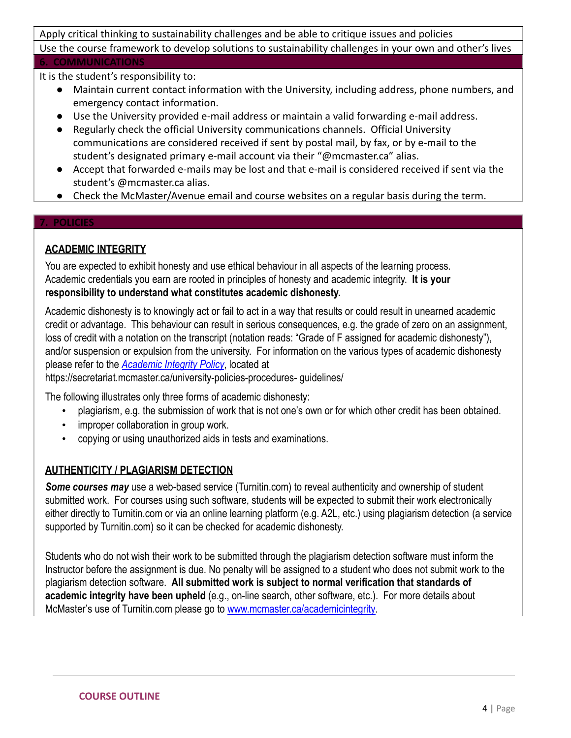Apply critical thinking to sustainability challenges and be able to critique issues and policies

Use the course framework to develop solutions to sustainability challenges in your own and other's lives

## 6. COMMUNICATIONS

It is the student's responsibility to:

- Maintain current contact information with the University, including address, phone numbers, and emergency contact information.
- Use the University provided e-mail address or maintain a valid forwarding e-mail address.
- Regularly check the official University communications channels. Official University communications are considered received if sent by postal mail, by fax, or by e-mail to the student's designated primary e-mail account via their "@mcmaster.ca" alias.
- Accept that forwarded e-mails may be lost and that e-mail is considered received if sent via the student's @mcmaster.ca alias.
- Check the McMaster/Avenue email and course websites on a regular basis during the term.

## 7. POLICIES

### ACADEMIC INTEGRITY

You are expected to exhibit honesty and use ethical behaviour in all aspects of the learning process. Academic credentials you earn are rooted in principles of honesty and academic integrity. **It is your responsibility to understand what constitutes academic dishonesty.**

Academic dishonesty is to knowingly act or fail to act in a way that results or could result in unearned academic credit or advantage. This behaviour can result in serious consequences, e.g. the grade of zero on an assignment, loss of credit with a notation on the transcript (notation reads: "Grade of F assigned for academic dishonesty"), and/or suspension or expulsion from the university. For information on the various types of academic dishonesty please refer to the *Academic Integrity Policy*, located at https://secretariat.mcmaster.ca/university-policies-procedures- guidelines/

The following illustrates only three forms of academic dishonesty:

- plagiarism, e.g. the submission of work that is not one's own or for which other credit has been obtained.
- improper collaboration in group work.
- copying or using unauthorized aids in tests and examinations.

### AUTHENTICITY / PLAGIARISM DETECTION

***Some courses may*** use a web-based service (Turnitin.com) to reveal authenticity and ownership of student submitted work. For courses using such software, students will be expected to submit their work electronically either directly to Turnitin.com or via an online learning platform (e.g. A2L, etc.) using plagiarism detection (a service supported by Turnitin.com) so it can be checked for academic dishonesty.

Students who do not wish their work to be submitted through the plagiarism detection software must inform the Instructor before the assignment is due. No penalty will be assigned to a student who does not submit work to the plagiarism detection software. **All submitted work is subject to normal verification that standards of academic integrity have been upheld** (e.g., on-line search, other software, etc.). For more details about McMaster's use of Turnitin.com please go to www.mcmaster.ca/academicintegrity.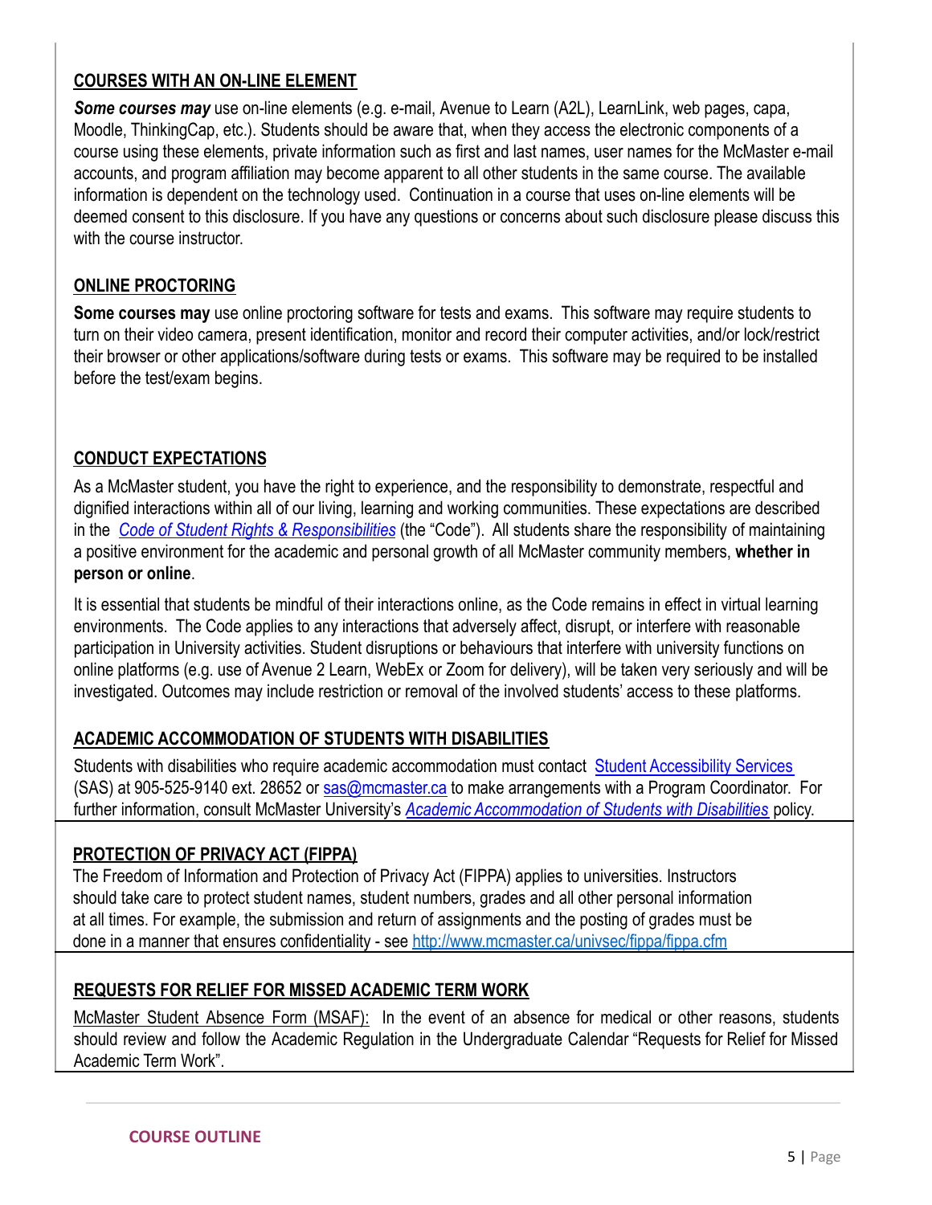## COURSES WITH AN ON-LINE ELEMENT

***Some courses may*** use on-line elements (e.g. e-mail, Avenue to Learn (A2L), LearnLink, web pages, capa, Moodle, ThinkingCap, etc.). Students should be aware that, when they access the electronic components of a course using these elements, private information such as first and last names, user names for the McMaster e-mail accounts, and program affiliation may become apparent to all other students in the same course. The available information is dependent on the technology used. Continuation in a course that uses on-line elements will be deemed consent to this disclosure. If you have any questions or concerns about such disclosure please discuss this with the course instructor.

## ONLINE PROCTORING

**Some courses may** use online proctoring software for tests and exams. This software may require students to turn on their video camera, present identification, monitor and record their computer activities, and/or lock/restrict their browser or other applications/software during tests or exams. This software may be required to be installed before the test/exam begins.

## CONDUCT EXPECTATIONS

As a McMaster student, you have the right to experience, and the responsibility to demonstrate, respectful and dignified interactions within all of our living, learning and working communities. These expectations are described in the *Code of Student Rights & Responsibilities* (the "Code"). All students share the responsibility of maintaining a positive environment for the academic and personal growth of all McMaster community members, **whether in person or online**.

It is essential that students be mindful of their interactions online, as the Code remains in effect in virtual learning environments. The Code applies to any interactions that adversely affect, disrupt, or interfere with reasonable participation in University activities. Student disruptions or behaviours that interfere with university functions on online platforms (e.g. use of Avenue 2 Learn, WebEx or Zoom for delivery), will be taken very seriously and will be investigated. Outcomes may include restriction or removal of the involved students' access to these platforms.

## ACADEMIC ACCOMMODATION OF STUDENTS WITH DISABILITIES

Students with disabilities who require academic accommodation must contact Student Accessibility Services (SAS) at 905-525-9140 ext. 28652 or sas@mcmaster.ca to make arrangements with a Program Coordinator. For further information, consult McMaster University's *Academic Accommodation of Students with Disabilities* policy.

## PROTECTION OF PRIVACY ACT (FIPPA)

The Freedom of Information and Protection of Privacy Act (FIPPA) applies to universities. Instructors should take care to protect student names, student numbers, grades and all other personal information at all times. For example, the submission and return of assignments and the posting of grades must be done in a manner that ensures confidentiality - see http://www.mcmaster.ca/univsec/fippa/fippa.cfm

## REQUESTS FOR RELIEF FOR MISSED ACADEMIC TERM WORK

McMaster Student Absence Form (MSAF): In the event of an absence for medical or other reasons, students should review and follow the Academic Regulation in the Undergraduate Calendar "Requests for Relief for Missed Academic Term Work".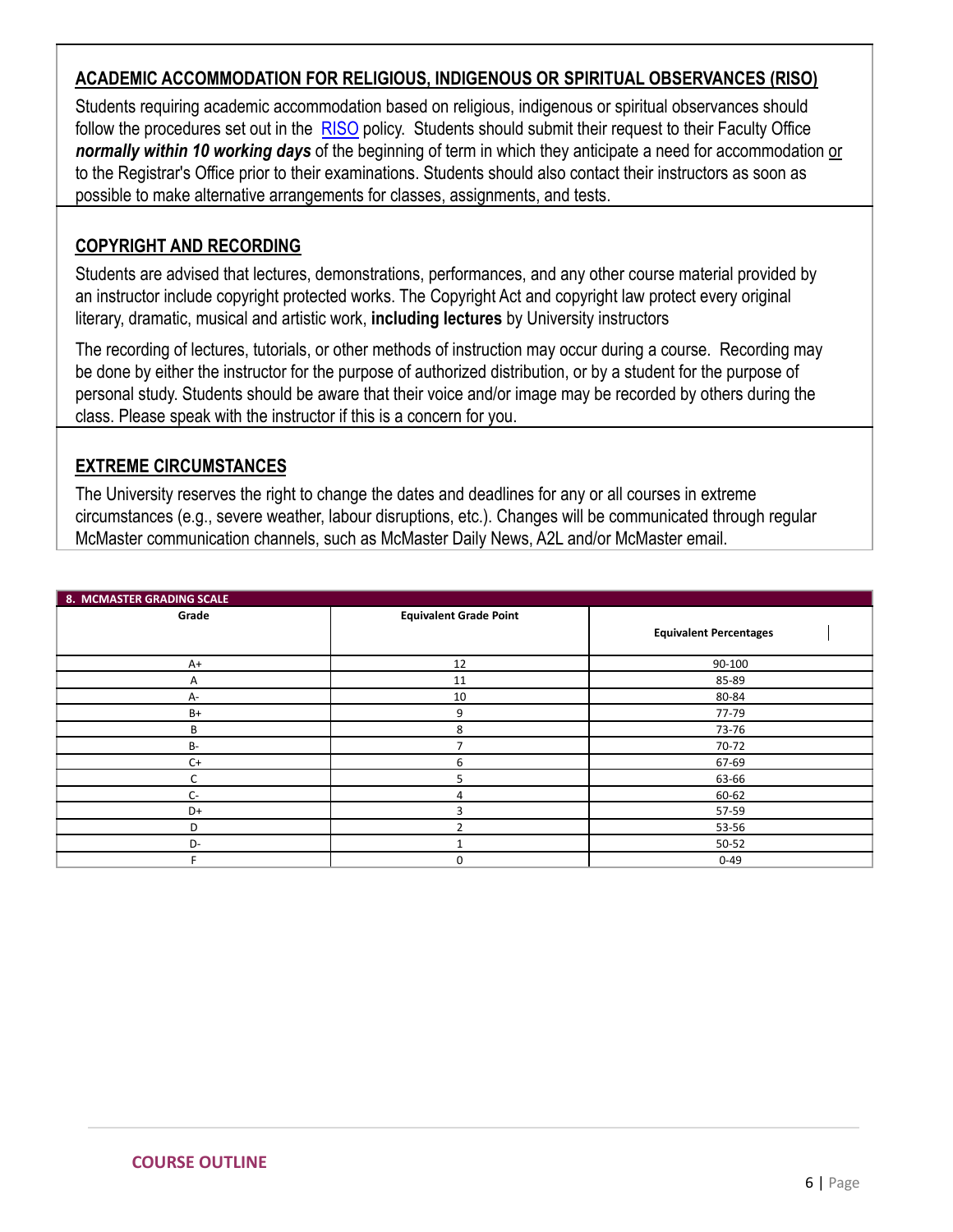## ACADEMIC ACCOMMODATION FOR RELIGIOUS, INDIGENOUS OR SPIRITUAL OBSERVANCES (RISO)

Students requiring academic accommodation based on religious, indigenous or spiritual observances should follow the procedures set out in the RISO policy. Students should submit their request to their Faculty Office ***normally within 10 working days*** of the beginning of term in which they anticipate a need for accommodation or to the Registrar's Office prior to their examinations. Students should also contact their instructors as soon as possible to make alternative arrangements for classes, assignments, and tests.

## COPYRIGHT AND RECORDING

Students are advised that lectures, demonstrations, performances, and any other course material provided by an instructor include copyright protected works. The Copyright Act and copyright law protect every original literary, dramatic, musical and artistic work, **including lectures** by University instructors

The recording of lectures, tutorials, or other methods of instruction may occur during a course. Recording may be done by either the instructor for the purpose of authorized distribution, or by a student for the purpose of personal study. Students should be aware that their voice and/or image may be recorded by others during the class. Please speak with the instructor if this is a concern for you.

## EXTREME CIRCUMSTANCES

The University reserves the right to change the dates and deadlines for any or all courses in extreme circumstances (e.g., severe weather, labour disruptions, etc.). Changes will be communicated through regular McMaster communication channels, such as McMaster Daily News, A2L and/or McMaster email.

## 8. MCMASTER GRADING SCALE

| Grade | Equivalent Grade Point | Equivalent Percentages |
|---|---|---|
| A+ | 12 | 90-100 |
| A | 11 | 85-89 |
| A- | 10 | 80-84 |
| B+ | 9 | 77-79 |
| B | 8 | 73-76 |
| B- | 7 | 70-72 |
| C+ | 6 | 67-69 |
| C | 5 | 63-66 |
| C- | 4 | 60-62 |
| D+ | 3 | 57-59 |
| D | 2 | 53-56 |
| D- | 1 | 50-52 |
| F | 0 | 0-49 |